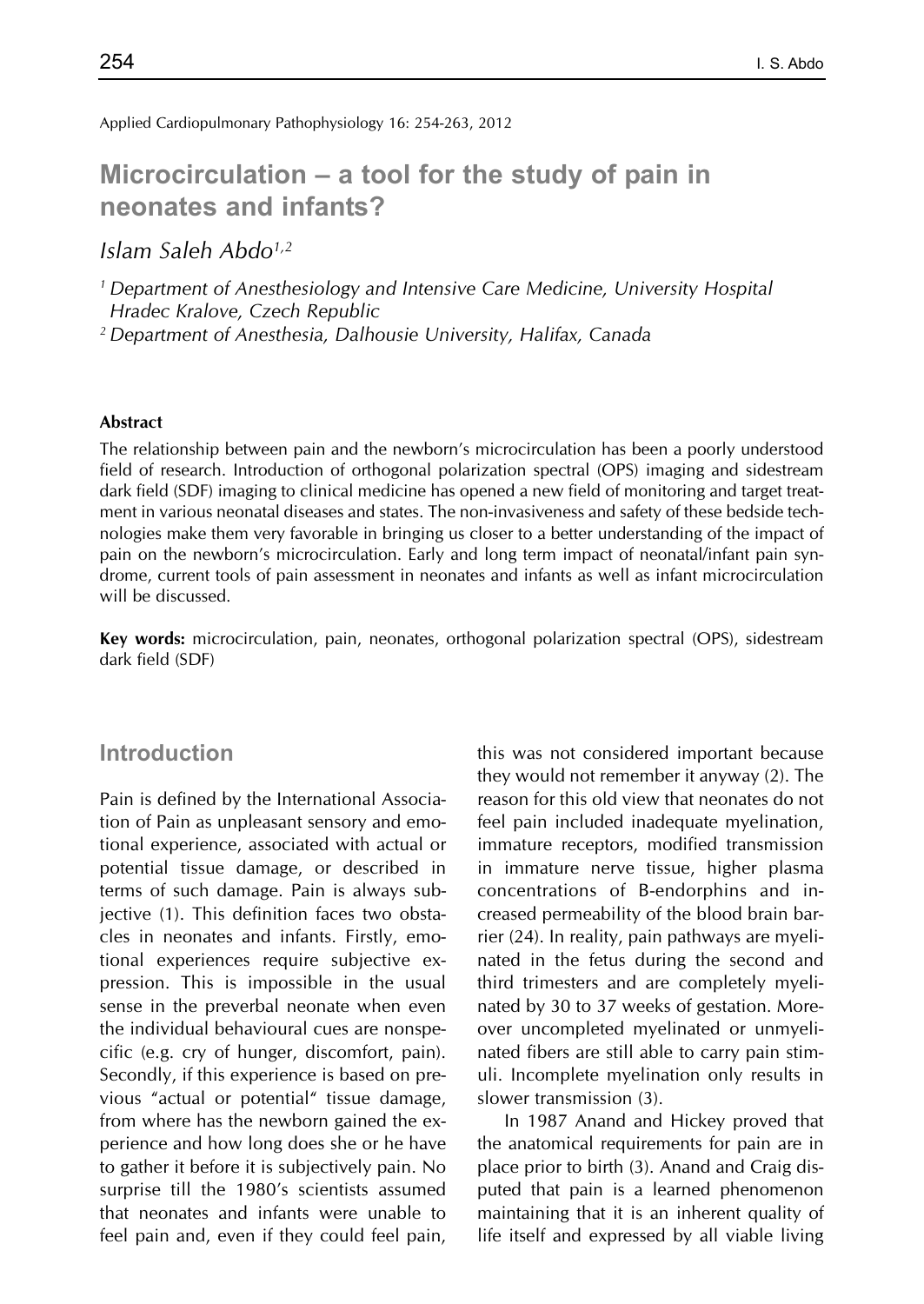Applied Cardiopulmonary Pathophysiology 16: 254-263, 2012

# Microcirculation – a tool for the study of pain in neonates and infants?

*Islam Saleh Abdo*[1,2]

[1] *Department of Anesthesiology and Intensive Care Medicine, University Hospital Hradec Kralove, Czech Republic*

[2] *Department of Anesthesia, Dalhousie University, Halifax, Canada*

#### Abstract

The relationship between pain and the newborn's microcirculation has been a poorly understood field of research. Introduction of orthogonal polarization spectral (OPS) imaging and sidestream dark field (SDF) imaging to clinical medicine has opened a new field of monitoring and target treatment in various neonatal diseases and states. The non-invasiveness and safety of these bedside technologies make them very favorable in bringing us closer to a better understanding of the impact of pain on the newborn's microcirculation. Early and long term impact of neonatal/infant pain syndrome, current tools of pain assessment in neonates and infants as well as infant microcirculation will be discussed.

**Key words:** microcirculation, pain, neonates, orthogonal polarization spectral (OPS), sidestream dark field (SDF)

## Introduction

Pain is defined by the International Association of Pain as unpleasant sensory and emotional experience, associated with actual or potential tissue damage, or described in terms of such damage. Pain is always subjective (1). This definition faces two obstacles in neonates and infants. Firstly, emotional experiences require subjective expression. This is impossible in the usual sense in the preverbal neonate when even the individual behavioural cues are nonspecific (e.g. cry of hunger, discomfort, pain). Secondly, if this experience is based on previous "actual or potential" tissue damage, from where has the newborn gained the experience and how long does she or he have to gather it before it is subjectively pain. No surprise till the 1980's scientists assumed that neonates and infants were unable to feel pain and, even if they could feel pain, this was not considered important because they would not remember it anyway (2). The reason for this old view that neonates do not feel pain included inadequate myelination, immature receptors, modified transmission in immature nerve tissue, higher plasma concentrations of B-endorphins and increased permeability of the blood brain barrier (24). In reality, pain pathways are myelinated in the fetus during the second and third trimesters and are completely myelinated by 30 to 37 weeks of gestation. Moreover uncompleted myelinated or unmyelinated fibers are still able to carry pain stimuli. Incomplete myelination only results in slower transmission (3).

In 1987 Anand and Hickey proved that the anatomical requirements for pain are in place prior to birth (3). Anand and Craig disputed that pain is a learned phenomenon maintaining that it is an inherent quality of life itself and expressed by all viable living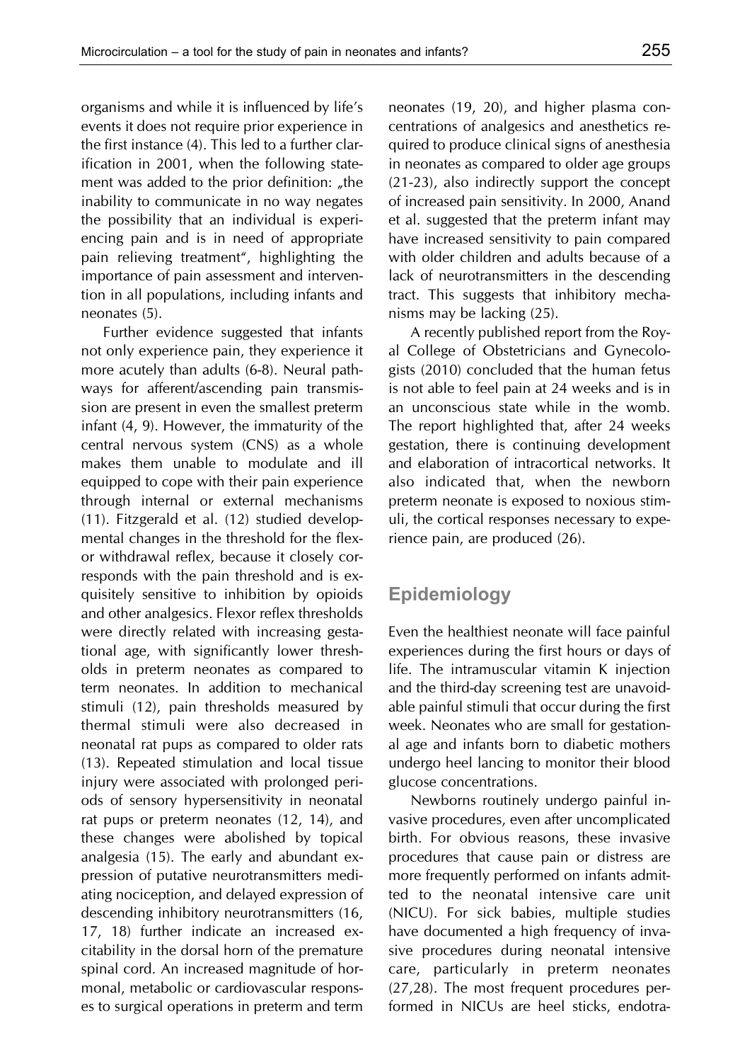organisms and while it is influenced by life's events it does not require prior experience in the first instance (4). This led to a further clarification in 2001, when the following statement was added to the prior definition: „the inability to communicate in no way negates the possibility that an individual is experiencing pain and is in need of appropriate pain relieving treatment", highlighting the importance of pain assessment and intervention in all populations, including infants and neonates (5).

Further evidence suggested that infants not only experience pain, they experience it more acutely than adults (6-8). Neural pathways for afferent/ascending pain transmission are present in even the smallest preterm infant (4, 9). However, the immaturity of the central nervous system (CNS) as a whole makes them unable to modulate and ill equipped to cope with their pain experience through internal or external mechanisms (11). Fitzgerald et al. (12) studied developmental changes in the threshold for the flexor withdrawal reflex, because it closely corresponds with the pain threshold and is exquisitely sensitive to inhibition by opioids and other analgesics. Flexor reflex thresholds were directly related with increasing gestational age, with significantly lower thresholds in preterm neonates as compared to term neonates. In addition to mechanical stimuli (12), pain thresholds measured by thermal stimuli were also decreased in neonatal rat pups as compared to older rats (13). Repeated stimulation and local tissue injury were associated with prolonged periods of sensory hypersensitivity in neonatal rat pups or preterm neonates (12, 14), and these changes were abolished by topical analgesia (15). The early and abundant expression of putative neurotransmitters mediating nociception, and delayed expression of descending inhibitory neurotransmitters (16, 17, 18) further indicate an increased excitability in the dorsal horn of the premature spinal cord. An increased magnitude of hormonal, metabolic or cardiovascular responses to surgical operations in preterm and term neonates (19, 20), and higher plasma concentrations of analgesics and anesthetics required to produce clinical signs of anesthesia in neonates as compared to older age groups (21-23), also indirectly support the concept of increased pain sensitivity. In 2000, Anand et al. suggested that the preterm infant may have increased sensitivity to pain compared with older children and adults because of a lack of neurotransmitters in the descending tract. This suggests that inhibitory mechanisms may be lacking (25).

A recently published report from the Royal College of Obstetricians and Gynecologists (2010) concluded that the human fetus is not able to feel pain at 24 weeks and is in an unconscious state while in the womb. The report highlighted that, after 24 weeks gestation, there is continuing development and elaboration of intracortical networks. It also indicated that, when the newborn preterm neonate is exposed to noxious stimuli, the cortical responses necessary to experience pain, are produced (26).

## Epidemiology

Even the healthiest neonate will face painful experiences during the first hours or days of life. The intramuscular vitamin K injection and the third-day screening test are unavoidable painful stimuli that occur during the first week. Neonates who are small for gestational age and infants born to diabetic mothers undergo heel lancing to monitor their blood glucose concentrations.

Newborns routinely undergo painful invasive procedures, even after uncomplicated birth. For obvious reasons, these invasive procedures that cause pain or distress are more frequently performed on infants admitted to the neonatal intensive care unit (NICU). For sick babies, multiple studies have documented a high frequency of invasive procedures during neonatal intensive care, particularly in preterm neonates (27,28). The most frequent procedures performed in NICUs are heel sticks, endotra-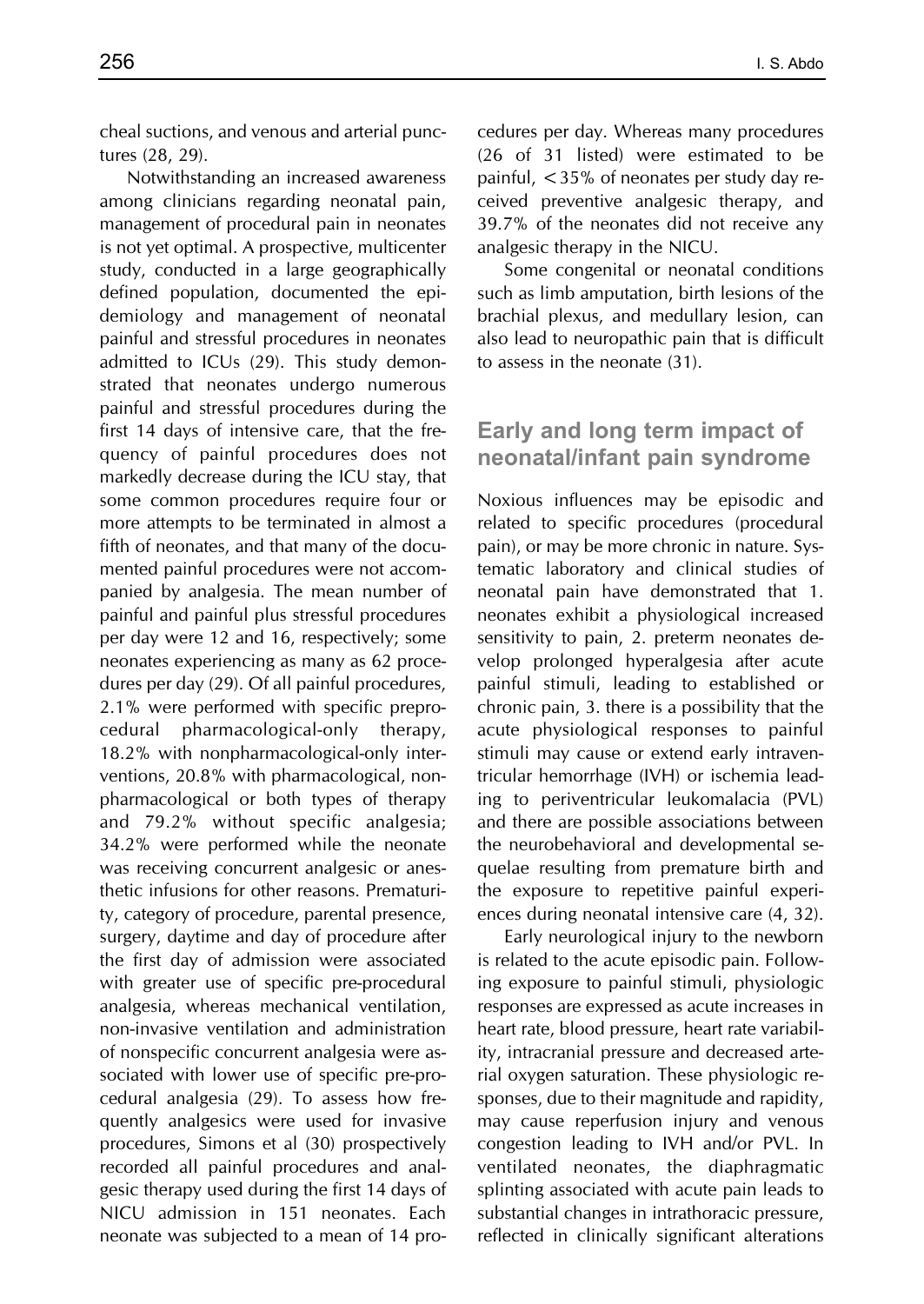cheal suctions, and venous and arterial punctures (28, 29).

Notwithstanding an increased awareness among clinicians regarding neonatal pain, management of procedural pain in neonates is not yet optimal. A prospective, multicenter study, conducted in a large geographically defined population, documented the epidemiology and management of neonatal painful and stressful procedures in neonates admitted to ICUs (29). This study demonstrated that neonates undergo numerous painful and stressful procedures during the first 14 days of intensive care, that the frequency of painful procedures does not markedly decrease during the ICU stay, that some common procedures require four or more attempts to be terminated in almost a fifth of neonates, and that many of the documented painful procedures were not accompanied by analgesia. The mean number of painful and painful plus stressful procedures per day were 12 and 16, respectively; some neonates experiencing as many as 62 procedures per day (29). Of all painful procedures, 2.1% were performed with specific preprocedural pharmacological-only therapy, 18.2% with nonpharmacological-only interventions, 20.8% with pharmacological, nonpharmacological or both types of therapy and 79.2% without specific analgesia; 34.2% were performed while the neonate was receiving concurrent analgesic or anesthetic infusions for other reasons. Prematurity, category of procedure, parental presence, surgery, daytime and day of procedure after the first day of admission were associated with greater use of specific pre-procedural analgesia, whereas mechanical ventilation, non-invasive ventilation and administration of nonspecific concurrent analgesia were associated with lower use of specific pre-procedural analgesia (29). To assess how frequently analgesics were used for invasive procedures, Simons et al (30) prospectively recorded all painful procedures and analgesic therapy used during the first 14 days of NICU admission in 151 neonates. Each neonate was subjected to a mean of 14 procedures per day. Whereas many procedures (26 of 31 listed) were estimated to be painful, <35% of neonates per study day received preventive analgesic therapy, and 39.7% of the neonates did not receive any analgesic therapy in the NICU.

Some congenital or neonatal conditions such as limb amputation, birth lesions of the brachial plexus, and medullary lesion, can also lead to neuropathic pain that is difficult to assess in the neonate (31).

## Early and long term impact of neonatal/infant pain syndrome

Noxious influences may be episodic and related to specific procedures (procedural pain), or may be more chronic in nature. Systematic laboratory and clinical studies of neonatal pain have demonstrated that 1. neonates exhibit a physiological increased sensitivity to pain, 2. preterm neonates develop prolonged hyperalgesia after acute painful stimuli, leading to established or chronic pain, 3. there is a possibility that the acute physiological responses to painful stimuli may cause or extend early intraventricular hemorrhage (IVH) or ischemia leading to periventricular leukomalacia (PVL) and there are possible associations between the neurobehavioral and developmental sequelae resulting from premature birth and the exposure to repetitive painful experiences during neonatal intensive care (4, 32).

Early neurological injury to the newborn is related to the acute episodic pain. Following exposure to painful stimuli, physiologic responses are expressed as acute increases in heart rate, blood pressure, heart rate variability, intracranial pressure and decreased arterial oxygen saturation. These physiologic responses, due to their magnitude and rapidity, may cause reperfusion injury and venous congestion leading to IVH and/or PVL. In ventilated neonates, the diaphragmatic splinting associated with acute pain leads to substantial changes in intrathoracic pressure, reflected in clinically significant alterations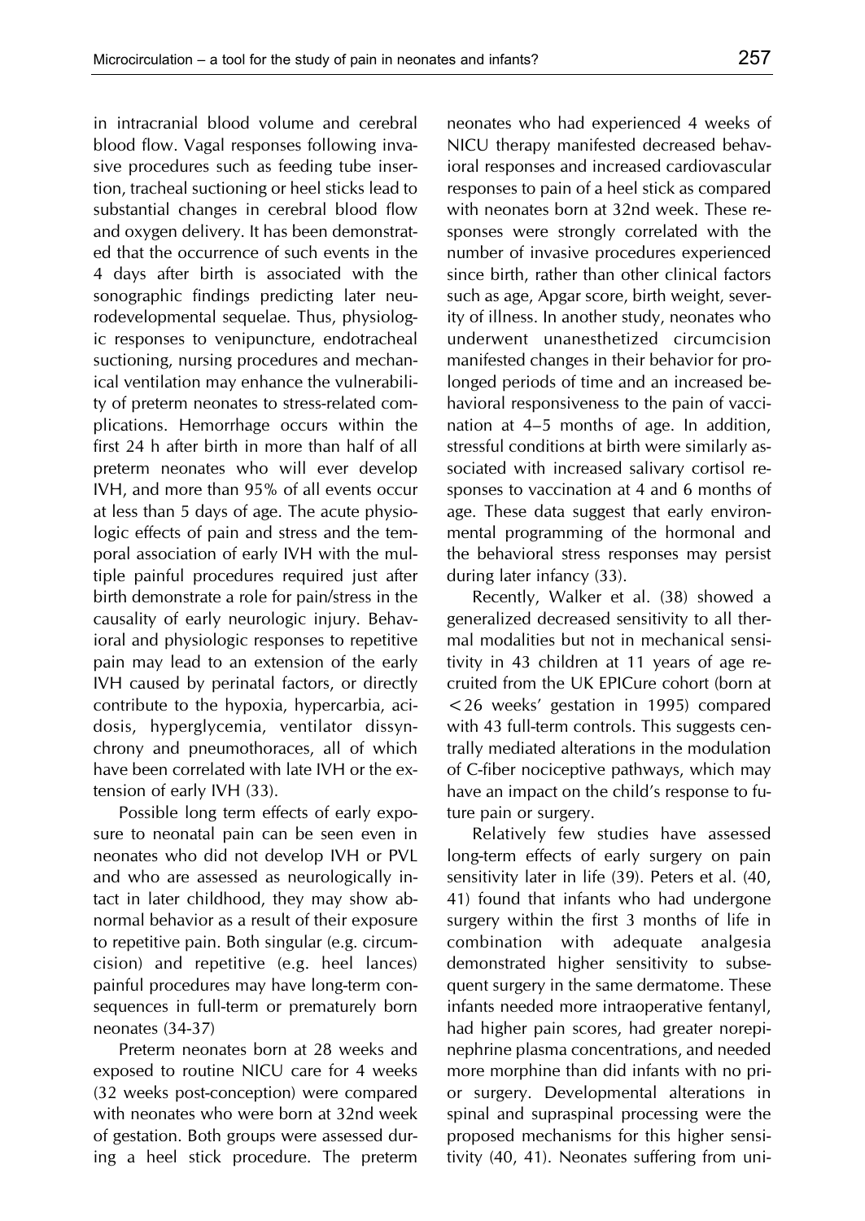in intracranial blood volume and cerebral blood flow. Vagal responses following invasive procedures such as feeding tube insertion, tracheal suctioning or heel sticks lead to substantial changes in cerebral blood flow and oxygen delivery. It has been demonstrated that the occurrence of such events in the 4 days after birth is associated with the sonographic findings predicting later neurodevelopmental sequelae. Thus, physiologic responses to venipuncture, endotracheal suctioning, nursing procedures and mechanical ventilation may enhance the vulnerability of preterm neonates to stress-related complications. Hemorrhage occurs within the first 24 h after birth in more than half of all preterm neonates who will ever develop IVH, and more than 95% of all events occur at less than 5 days of age. The acute physiologic effects of pain and stress and the temporal association of early IVH with the multiple painful procedures required just after birth demonstrate a role for pain/stress in the causality of early neurologic injury. Behavioral and physiologic responses to repetitive pain may lead to an extension of the early IVH caused by perinatal factors, or directly contribute to the hypoxia, hypercarbia, acidosis, hyperglycemia, ventilator dissynchrony and pneumothoraces, all of which have been correlated with late IVH or the extension of early IVH (33).

Possible long term effects of early exposure to neonatal pain can be seen even in neonates who did not develop IVH or PVL and who are assessed as neurologically intact in later childhood, they may show abnormal behavior as a result of their exposure to repetitive pain. Both singular (e.g. circumcision) and repetitive (e.g. heel lances) painful procedures may have long-term consequences in full-term or prematurely born neonates (34-37)

Preterm neonates born at 28 weeks and exposed to routine NICU care for 4 weeks (32 weeks post-conception) were compared with neonates who were born at 32nd week of gestation. Both groups were assessed during a heel stick procedure. The preterm neonates who had experienced 4 weeks of NICU therapy manifested decreased behavioral responses and increased cardiovascular responses to pain of a heel stick as compared with neonates born at 32nd week. These responses were strongly correlated with the number of invasive procedures experienced since birth, rather than other clinical factors such as age, Apgar score, birth weight, severity of illness. In another study, neonates who underwent unanesthetized circumcision manifested changes in their behavior for prolonged periods of time and an increased behavioral responsiveness to the pain of vaccination at 4–5 months of age. In addition, stressful conditions at birth were similarly associated with increased salivary cortisol responses to vaccination at 4 and 6 months of age. These data suggest that early environmental programming of the hormonal and the behavioral stress responses may persist during later infancy (33).

Recently, Walker et al. (38) showed a generalized decreased sensitivity to all thermal modalities but not in mechanical sensitivity in 43 children at 11 years of age recruited from the UK EPICure cohort (born at <26 weeks' gestation in 1995) compared with 43 full-term controls. This suggests centrally mediated alterations in the modulation of C-fiber nociceptive pathways, which may have an impact on the child's response to future pain or surgery.

Relatively few studies have assessed long-term effects of early surgery on pain sensitivity later in life (39). Peters et al. (40, 41) found that infants who had undergone surgery within the first 3 months of life in combination with adequate analgesia demonstrated higher sensitivity to subsequent surgery in the same dermatome. These infants needed more intraoperative fentanyl, had higher pain scores, had greater norepinephrine plasma concentrations, and needed more morphine than did infants with no prior surgery. Developmental alterations in spinal and supraspinal processing were the proposed mechanisms for this higher sensitivity (40, 41). Neonates suffering from uni-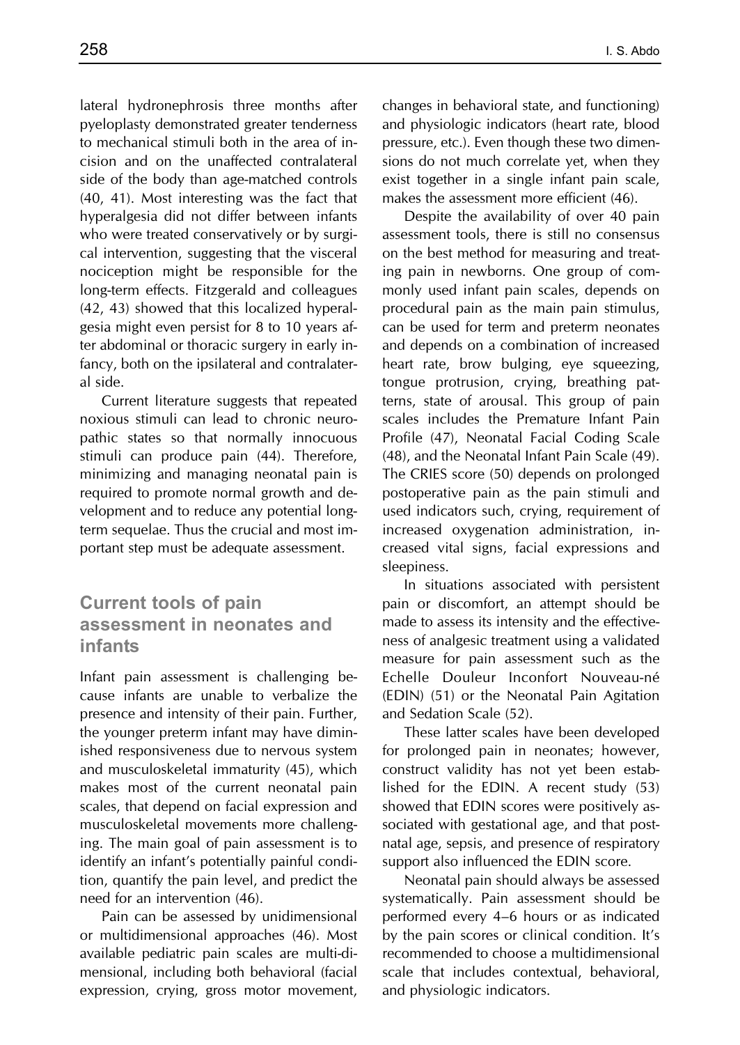lateral hydronephrosis three months after pyeloplasty demonstrated greater tenderness to mechanical stimuli both in the area of incision and on the unaffected contralateral side of the body than age-matched controls (40, 41). Most interesting was the fact that hyperalgesia did not differ between infants who were treated conservatively or by surgical intervention, suggesting that the visceral nociception might be responsible for the long-term effects. Fitzgerald and colleagues (42, 43) showed that this localized hyperalgesia might even persist for 8 to 10 years after abdominal or thoracic surgery in early infancy, both on the ipsilateral and contralateral side.

Current literature suggests that repeated noxious stimuli can lead to chronic neuropathic states so that normally innocuous stimuli can produce pain (44). Therefore, minimizing and managing neonatal pain is required to promote normal growth and development and to reduce any potential long-term sequelae. Thus the crucial and most important step must be adequate assessment.

## Current tools of pain assessment in neonates and infants

Infant pain assessment is challenging because infants are unable to verbalize the presence and intensity of their pain. Further, the younger preterm infant may have diminished responsiveness due to nervous system and musculoskeletal immaturity (45), which makes most of the current neonatal pain scales, that depend on facial expression and musculoskeletal movements more challenging. The main goal of pain assessment is to identify an infant's potentially painful condition, quantify the pain level, and predict the need for an intervention (46).

Pain can be assessed by unidimensional or multidimensional approaches (46). Most available pediatric pain scales are multi-dimensional, including both behavioral (facial expression, crying, gross motor movement, changes in behavioral state, and functioning) and physiologic indicators (heart rate, blood pressure, etc.). Even though these two dimensions do not much correlate yet, when they exist together in a single infant pain scale, makes the assessment more efficient (46).

Despite the availability of over 40 pain assessment tools, there is still no consensus on the best method for measuring and treating pain in newborns. One group of commonly used infant pain scales, depends on procedural pain as the main pain stimulus, can be used for term and preterm neonates and depends on a combination of increased heart rate, brow bulging, eye squeezing, tongue protrusion, crying, breathing patterns, state of arousal. This group of pain scales includes the Premature Infant Pain Profile (47), Neonatal Facial Coding Scale (48), and the Neonatal Infant Pain Scale (49). The CRIES score (50) depends on prolonged postoperative pain as the pain stimuli and used indicators such, crying, requirement of increased oxygenation administration, increased vital signs, facial expressions and sleepiness.

In situations associated with persistent pain or discomfort, an attempt should be made to assess its intensity and the effectiveness of analgesic treatment using a validated measure for pain assessment such as the Echelle Douleur Inconfort Nouveau-né (EDIN) (51) or the Neonatal Pain Agitation and Sedation Scale (52).

These latter scales have been developed for prolonged pain in neonates; however, construct validity has not yet been established for the EDIN. A recent study (53) showed that EDIN scores were positively associated with gestational age, and that postnatal age, sepsis, and presence of respiratory support also influenced the EDIN score.

Neonatal pain should always be assessed systematically. Pain assessment should be performed every 4–6 hours or as indicated by the pain scores or clinical condition. It's recommended to choose a multidimensional scale that includes contextual, behavioral, and physiologic indicators.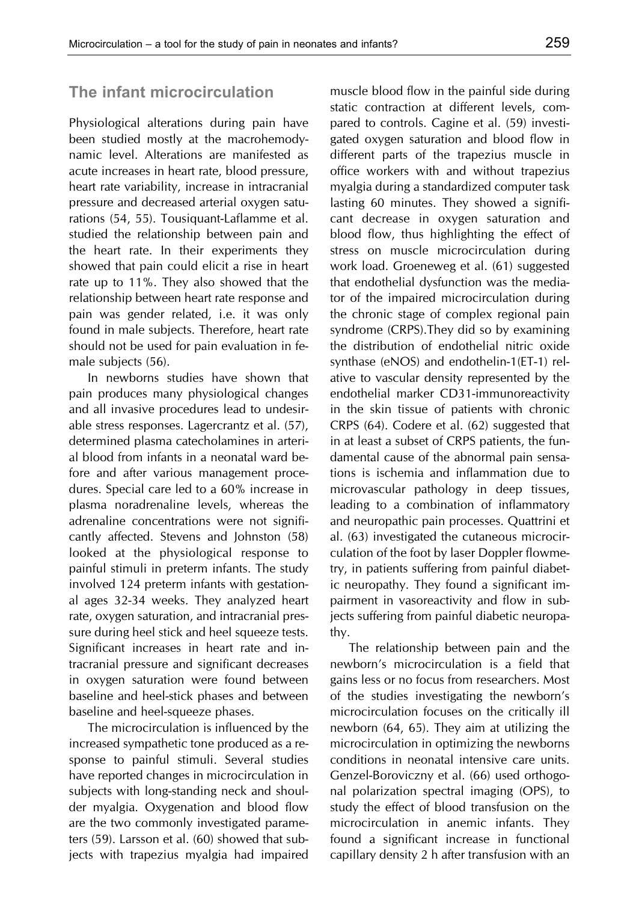## The infant microcirculation

Physiological alterations during pain have been studied mostly at the macrohemodynamic level. Alterations are manifested as acute increases in heart rate, blood pressure, heart rate variability, increase in intracranial pressure and decreased arterial oxygen saturations (54, 55). Tousiquant-Laflamme et al. studied the relationship between pain and the heart rate. In their experiments they showed that pain could elicit a rise in heart rate up to 11%. They also showed that the relationship between heart rate response and pain was gender related, i.e. it was only found in male subjects. Therefore, heart rate should not be used for pain evaluation in female subjects (56).

In newborns studies have shown that pain produces many physiological changes and all invasive procedures lead to undesirable stress responses. Lagercrantz et al. (57), determined plasma catecholamines in arterial blood from infants in a neonatal ward before and after various management procedures. Special care led to a 60% increase in plasma noradrenaline levels, whereas the adrenaline concentrations were not significantly affected. Stevens and Johnston (58) looked at the physiological response to painful stimuli in preterm infants. The study involved 124 preterm infants with gestational ages 32-34 weeks. They analyzed heart rate, oxygen saturation, and intracranial pressure during heel stick and heel squeeze tests. Significant increases in heart rate and intracranial pressure and significant decreases in oxygen saturation were found between baseline and heel-stick phases and between baseline and heel-squeeze phases.

The microcirculation is influenced by the increased sympathetic tone produced as a response to painful stimuli. Several studies have reported changes in microcirculation in subjects with long-standing neck and shoulder myalgia. Oxygenation and blood flow are the two commonly investigated parameters (59). Larsson et al. (60) showed that subjects with trapezius myalgia had impaired muscle blood flow in the painful side during static contraction at different levels, compared to controls. Cagine et al. (59) investigated oxygen saturation and blood flow in different parts of the trapezius muscle in office workers with and without trapezius myalgia during a standardized computer task lasting 60 minutes. They showed a significant decrease in oxygen saturation and blood flow, thus highlighting the effect of stress on muscle microcirculation during work load. Groeneweg et al. (61) suggested that endothelial dysfunction was the mediator of the impaired microcirculation during the chronic stage of complex regional pain syndrome (CRPS).They did so by examining the distribution of endothelial nitric oxide synthase (eNOS) and endothelin-1(ET-1) relative to vascular density represented by the endothelial marker CD31-immunoreactivity in the skin tissue of patients with chronic CRPS (64). Codere et al. (62) suggested that in at least a subset of CRPS patients, the fundamental cause of the abnormal pain sensations is ischemia and inflammation due to microvascular pathology in deep tissues, leading to a combination of inflammatory and neuropathic pain processes. Quattrini et al. (63) investigated the cutaneous microcirculation of the foot by laser Doppler flowmetry, in patients suffering from painful diabetic neuropathy. They found a significant impairment in vasoreactivity and flow in subjects suffering from painful diabetic neuropathy.

The relationship between pain and the newborn's microcirculation is a field that gains less or no focus from researchers. Most of the studies investigating the newborn's microcirculation focuses on the critically ill newborn (64, 65). They aim at utilizing the microcirculation in optimizing the newborns conditions in neonatal intensive care units. Genzel-Boroviczny et al. (66) used orthogonal polarization spectral imaging (OPS), to study the effect of blood transfusion on the microcirculation in anemic infants. They found a significant increase in functional capillary density 2 h after transfusion with an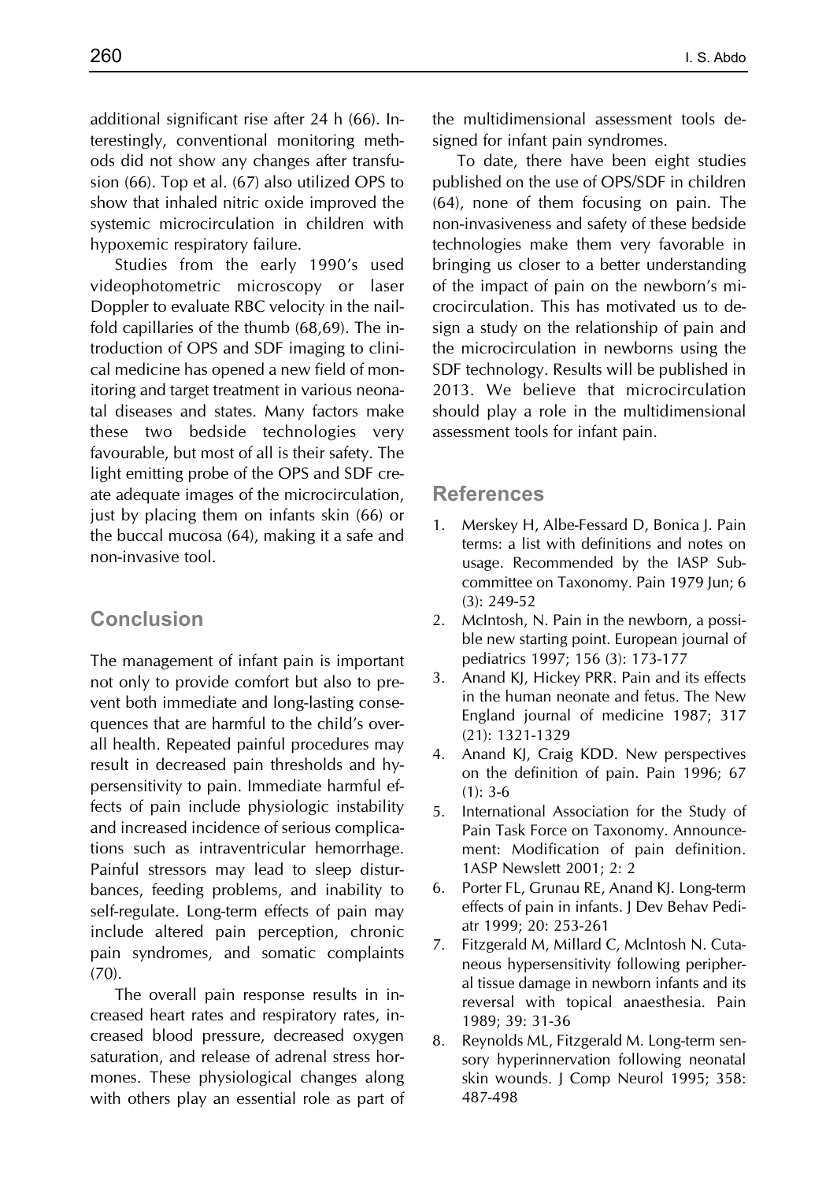additional significant rise after 24 h (66). Interestingly, conventional monitoring methods did not show any changes after transfusion (66). Top et al. (67) also utilized OPS to show that inhaled nitric oxide improved the systemic microcirculation in children with hypoxemic respiratory failure.

Studies from the early 1990's used videophotometric microscopy or laser Doppler to evaluate RBC velocity in the nailfold capillaries of the thumb (68,69). The introduction of OPS and SDF imaging to clinical medicine has opened a new field of monitoring and target treatment in various neonatal diseases and states. Many factors make these two bedside technologies very favourable, but most of all is their safety. The light emitting probe of the OPS and SDF create adequate images of the microcirculation, just by placing them on infants skin (66) or the buccal mucosa (64), making it a safe and non-invasive tool.

## Conclusion

The management of infant pain is important not only to provide comfort but also to prevent both immediate and long-lasting consequences that are harmful to the child's overall health. Repeated painful procedures may result in decreased pain thresholds and hypersensitivity to pain. Immediate harmful effects of pain include physiologic instability and increased incidence of serious complications such as intraventricular hemorrhage. Painful stressors may lead to sleep disturbances, feeding problems, and inability to self-regulate. Long-term effects of pain may include altered pain perception, chronic pain syndromes, and somatic complaints (70).

The overall pain response results in increased heart rates and respiratory rates, increased blood pressure, decreased oxygen saturation, and release of adrenal stress hormones. These physiological changes along with others play an essential role as part of the multidimensional assessment tools designed for infant pain syndromes.

To date, there have been eight studies published on the use of OPS/SDF in children (64), none of them focusing on pain. The non-invasiveness and safety of these bedside technologies make them very favorable in bringing us closer to a better understanding of the impact of pain on the newborn's microcirculation. This has motivated us to design a study on the relationship of pain and the microcirculation in newborns using the SDF technology. Results will be published in 2013. We believe that microcirculation should play a role in the multidimensional assessment tools for infant pain.

## References

1. Merskey H, Albe-Fessard D, Bonica J. Pain terms: a list with definitions and notes on usage. Recommended by the IASP Subcommittee on Taxonomy. Pain 1979 Jun; 6 (3): 249-52
2. McIntosh, N. Pain in the newborn, a possible new starting point. European journal of pediatrics 1997; 156 (3): 173-177
3. Anand KJ, Hickey PRR. Pain and its effects in the human neonate and fetus. The New England journal of medicine 1987; 317 (21): 1321-1329
4. Anand KJ, Craig KDD. New perspectives on the definition of pain. Pain 1996; 67 (1): 3-6
5. International Association for the Study of Pain Task Force on Taxonomy. Announcement: Modification of pain definition. 1ASP Newslett 2001; 2: 2
6. Porter FL, Grunau RE, Anand KJ. Long-term effects of pain in infants. J Dev Behav Pediatr 1999; 20: 253-261
7. Fitzgerald M, Millard C, Mclntosh N. Cutaneous hypersensitivity following peripheral tissue damage in newborn infants and its reversal with topical anaesthesia. Pain 1989; 39: 31-36
8. Reynolds ML, Fitzgerald M. Long-term sensory hyperinnervation following neonatal skin wounds. J Comp Neurol 1995; 358: 487-498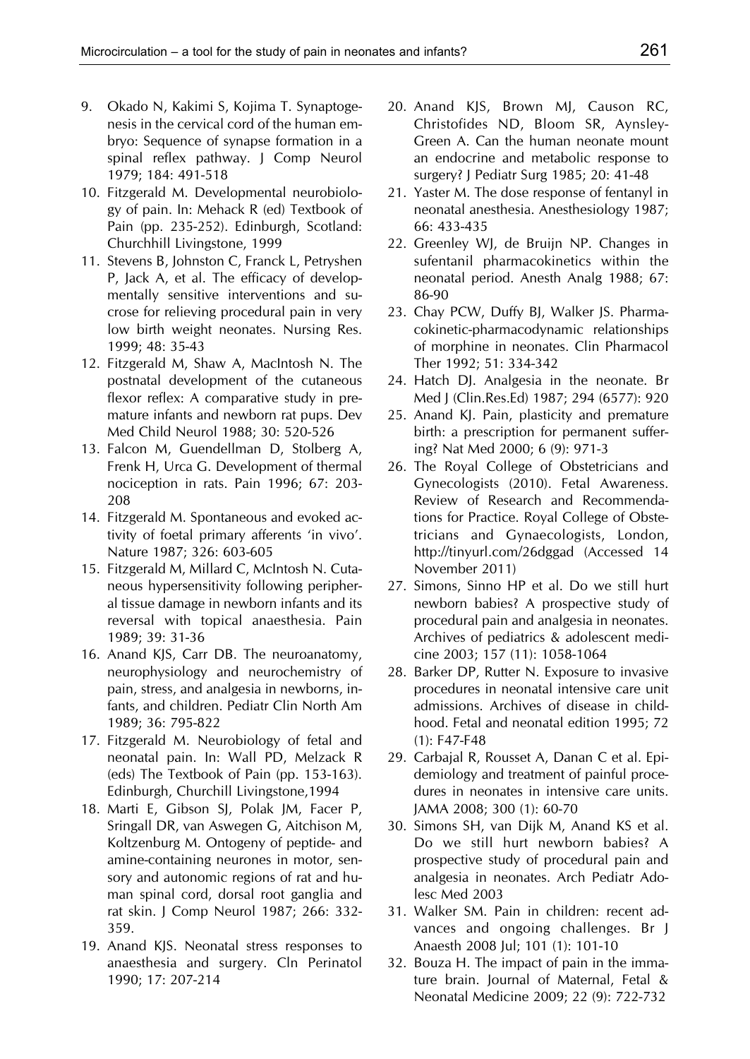9. Okado N, Kakimi S, Kojima T. Synaptogenesis in the cervical cord of the human embryo: Sequence of synapse formation in a spinal reflex pathway. J Comp Neurol 1979; 184: 491-518
10. Fitzgerald M. Developmental neurobiology of pain. In: Mehack R (ed) Textbook of Pain (pp. 235-252). Edinburgh, Scotland: Churchhill Livingstone, 1999
11. Stevens B, Johnston C, Franck L, Petryshen P, Jack A, et al. The efficacy of developmentally sensitive interventions and sucrose for relieving procedural pain in very low birth weight neonates. Nursing Res. 1999; 48: 35-43
12. Fitzgerald M, Shaw A, MacIntosh N. The postnatal development of the cutaneous flexor reflex: A comparative study in premature infants and newborn rat pups. Dev Med Child Neurol 1988; 30: 520-526
13. Falcon M, Guendellman D, Stolberg A, Frenk H, Urca G. Development of thermal nociception in rats. Pain 1996; 67: 203-208
14. Fitzgerald M. Spontaneous and evoked activity of foetal primary afferents 'in vivo'. Nature 1987; 326: 603-605
15. Fitzgerald M, Millard C, McIntosh N. Cutaneous hypersensitivity following peripheral tissue damage in newborn infants and its reversal with topical anaesthesia. Pain 1989; 39: 31-36
16. Anand KJS, Carr DB. The neuroanatomy, neurophysiology and neurochemistry of pain, stress, and analgesia in newborns, infants, and children. Pediatr Clin North Am 1989; 36: 795-822
17. Fitzgerald M. Neurobiology of fetal and neonatal pain. In: Wall PD, Melzack R (eds) The Textbook of Pain (pp. 153-163). Edinburgh, Churchill Livingstone,1994
18. Marti E, Gibson SJ, Polak JM, Facer P, Sringall DR, van Aswegen G, Aitchison M, Koltzenburg M. Ontogeny of peptide- and amine-containing neurones in motor, sensory and autonomic regions of rat and human spinal cord, dorsal root ganglia and rat skin. J Comp Neurol 1987; 266: 332-359.
19. Anand KJS. Neonatal stress responses to anaesthesia and surgery. Cln Perinatol 1990; 17: 207-214
20. Anand KJS, Brown MJ, Causon RC, Christofides ND, Bloom SR, Aynsley-Green A. Can the human neonate mount an endocrine and metabolic response to surgery? J Pediatr Surg 1985; 20: 41-48
21. Yaster M. The dose response of fentanyl in neonatal anesthesia. Anesthesiology 1987; 66: 433-435
22. Greenley WJ, de Bruijn NP. Changes in sufentanil pharmacokinetics within the neonatal period. Anesth Analg 1988; 67: 86-90
23. Chay PCW, Duffy BJ, Walker JS. Pharmacokinetic-pharmacodynamic relationships of morphine in neonates. Clin Pharmacol Ther 1992; 51: 334-342
24. Hatch DJ. Analgesia in the neonate. Br Med J (Clin.Res.Ed) 1987; 294 (6577): 920
25. Anand KJ. Pain, plasticity and premature birth: a prescription for permanent suffering? Nat Med 2000; 6 (9): 971-3
26. The Royal College of Obstetricians and Gynecologists (2010). Fetal Awareness. Review of Research and Recommendations for Practice. Royal College of Obstetricians and Gynaecologists, London, http://tinyurl.com/26dggad (Accessed 14 November 2011)
27. Simons, Sinno HP et al. Do we still hurt newborn babies? A prospective study of procedural pain and analgesia in neonates. Archives of pediatrics & adolescent medicine 2003; 157 (11): 1058-1064
28. Barker DP, Rutter N. Exposure to invasive procedures in neonatal intensive care unit admissions. Archives of disease in childhood. Fetal and neonatal edition 1995; 72 (1): F47-F48
29. Carbajal R, Rousset A, Danan C et al. Epidemiology and treatment of painful procedures in neonates in intensive care units. JAMA 2008; 300 (1): 60-70
30. Simons SH, van Dijk M, Anand KS et al. Do we still hurt newborn babies? A prospective study of procedural pain and analgesia in neonates. Arch Pediatr Adolesc Med 2003
31. Walker SM. Pain in children: recent advances and ongoing challenges. Br J Anaesth 2008 Jul; 101 (1): 101-10
32. Bouza H. The impact of pain in the immature brain. Journal of Maternal, Fetal & Neonatal Medicine 2009; 22 (9): 722-732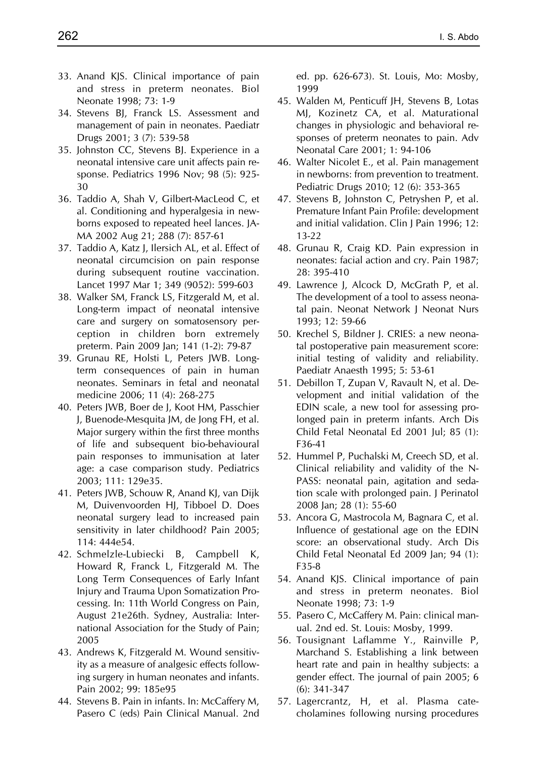33. Anand KJS. Clinical importance of pain and stress in preterm neonates. Biol Neonate 1998; 73: 1-9
34. Stevens BJ, Franck LS. Assessment and management of pain in neonates. Paediatr Drugs 2001; 3 (7): 539-58
35. Johnston CC, Stevens BJ. Experience in a neonatal intensive care unit affects pain response. Pediatrics 1996 Nov; 98 (5): 925-30
36. Taddio A, Shah V, Gilbert-MacLeod C, et al. Conditioning and hyperalgesia in newborns exposed to repeated heel lances. JAMA 2002 Aug 21; 288 (7): 857-61
37. Taddio A, Katz J, Ilersich AL, et al. Effect of neonatal circumcision on pain response during subsequent routine vaccination. Lancet 1997 Mar 1; 349 (9052): 599-603
38. Walker SM, Franck LS, Fitzgerald M, et al. Long-term impact of neonatal intensive care and surgery on somatosensory perception in children born extremely preterm. Pain 2009 Jan; 141 (1-2): 79-87
39. Grunau RE, Holsti L, Peters JWB. Long-term consequences of pain in human neonates. Seminars in fetal and neonatal medicine 2006; 11 (4): 268-275
40. Peters JWB, Boer de J, Koot HM, Passchier J, Buenode-Mesquita JM, de Jong FH, et al. Major surgery within the first three months of life and subsequent bio-behavioural pain responses to immunisation at later age: a case comparison study. Pediatrics 2003; 111: 129e35.
41. Peters JWB, Schouw R, Anand KJ, van Dijk M, Duivenvoorden HJ, Tibboel D. Does neonatal surgery lead to increased pain sensitivity in later childhood? Pain 2005; 114: 444e54.
42. Schmelzle-Lubiecki B, Campbell K, Howard R, Franck L, Fitzgerald M. The Long Term Consequences of Early Infant Injury and Trauma Upon Somatization Processing. In: 11th World Congress on Pain, August 21e26th. Sydney, Australia: International Association for the Study of Pain; 2005
43. Andrews K, Fitzgerald M. Wound sensitivity as a measure of analgesic effects following surgery in human neonates and infants. Pain 2002; 99: 185e95
44. Stevens B. Pain in infants. In: McCaffery M, Pasero C (eds) Pain Clinical Manual. 2nd ed. pp. 626-673). St. Louis, Mo: Mosby, 1999
45. Walden M, Penticuff JH, Stevens B, Lotas MJ, Kozinetz CA, et al. Maturational changes in physiologic and behavioral responses of preterm neonates to pain. Adv Neonatal Care 2001; 1: 94-106
46. Walter Nicolet E., et al. Pain management in newborns: from prevention to treatment. Pediatric Drugs 2010; 12 (6): 353-365
47. Stevens B, Johnston C, Petryshen P, et al. Premature Infant Pain Profile: development and initial validation. Clin J Pain 1996; 12: 13-22
48. Grunau R, Craig KD. Pain expression in neonates: facial action and cry. Pain 1987; 28: 395-410
49. Lawrence J, Alcock D, McGrath P, et al. The development of a tool to assess neonatal pain. Neonat Network J Neonat Nurs 1993; 12: 59-66
50. Krechel S, Bildner J. CRIES: a new neonatal postoperative pain measurement score: initial testing of validity and reliability. Paediatr Anaesth 1995; 5: 53-61
51. Debillon T, Zupan V, Ravault N, et al. Development and initial validation of the EDIN scale, a new tool for assessing prolonged pain in preterm infants. Arch Dis Child Fetal Neonatal Ed 2001 Jul; 85 (1): F36-41
52. Hummel P, Puchalski M, Creech SD, et al. Clinical reliability and validity of the N-PASS: neonatal pain, agitation and sedation scale with prolonged pain. J Perinatol 2008 Jan; 28 (1): 55-60
53. Ancora G, Mastrocola M, Bagnara C, et al. Influence of gestational age on the EDIN score: an observational study. Arch Dis Child Fetal Neonatal Ed 2009 Jan; 94 (1): F35-8
54. Anand KJS. Clinical importance of pain and stress in preterm neonates. Biol Neonate 1998; 73: 1-9
55. Pasero C, McCaffery M. Pain: clinical manual. 2nd ed. St. Louis: Mosby, 1999.
56. Tousignant Laflamme Y., Rainville P, Marchand S. Establishing a link between heart rate and pain in healthy subjects: a gender effect. The journal of pain 2005; 6 (6): 341-347
57. Lagercrantz, H, et al. Plasma catecholamines following nursing procedures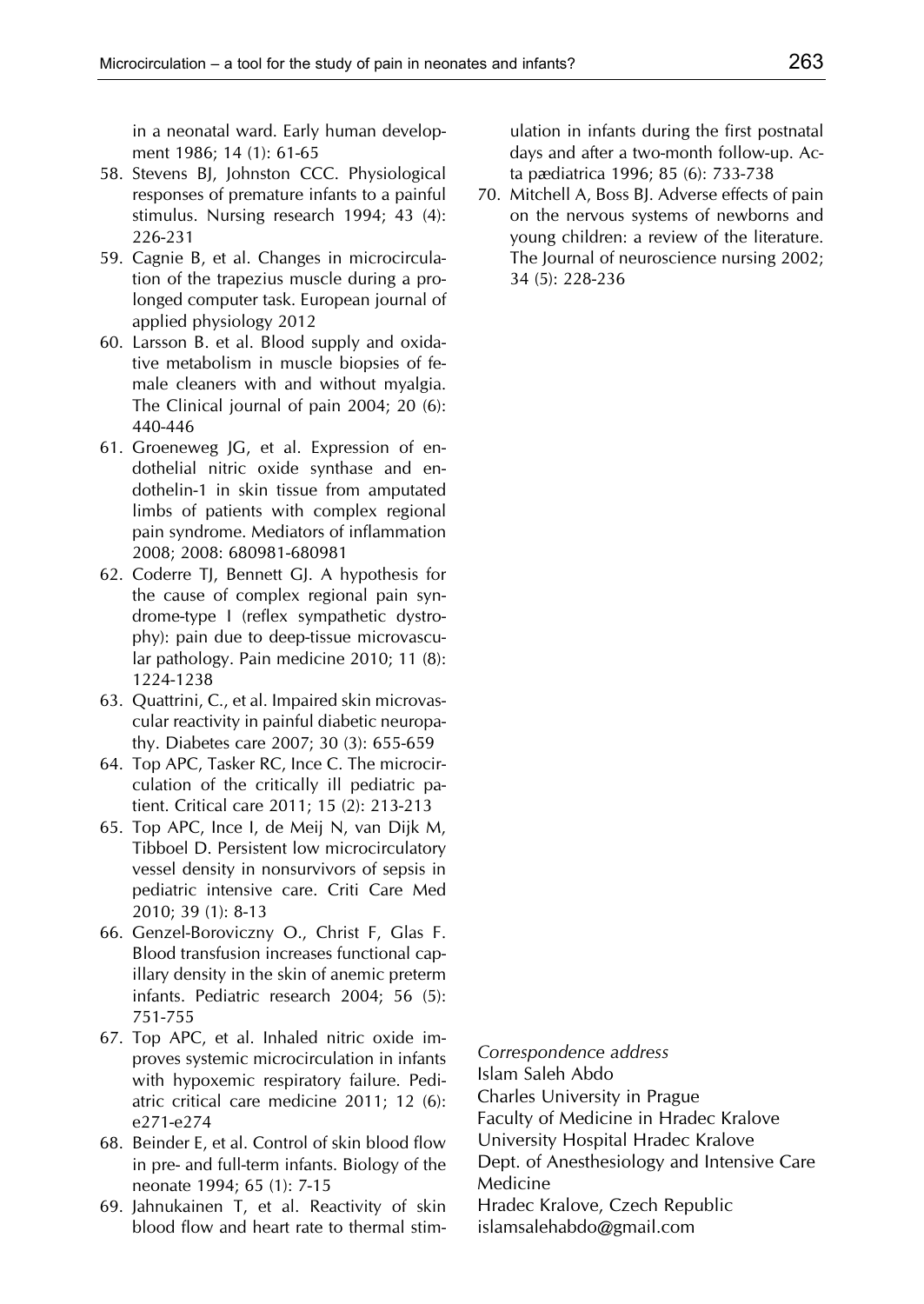in a neonatal ward. Early human development 1986; 14 (1): 61-65

58. Stevens BJ, Johnston CCC. Physiological responses of premature infants to a painful stimulus. Nursing research 1994; 43 (4): 226-231
59. Cagnie B, et al. Changes in microcirculation of the trapezius muscle during a prolonged computer task. European journal of applied physiology 2012
60. Larsson B. et al. Blood supply and oxidative metabolism in muscle biopsies of female cleaners with and without myalgia. The Clinical journal of pain 2004; 20 (6): 440-446
61. Groeneweg JG, et al. Expression of endothelial nitric oxide synthase and endothelin-1 in skin tissue from amputated limbs of patients with complex regional pain syndrome. Mediators of inflammation 2008; 2008: 680981-680981
62. Coderre TJ, Bennett GJ. A hypothesis for the cause of complex regional pain syndrome-type I (reflex sympathetic dystrophy): pain due to deep-tissue microvascular pathology. Pain medicine 2010; 11 (8): 1224-1238
63. Quattrini, C., et al. Impaired skin microvascular reactivity in painful diabetic neuropathy. Diabetes care 2007; 30 (3): 655-659
64. Top APC, Tasker RC, Ince C. The microcirculation of the critically ill pediatric patient. Critical care 2011; 15 (2): 213-213
65. Top APC, Ince I, de Meij N, van Dijk M, Tibboel D. Persistent low microcirculatory vessel density in nonsurvivors of sepsis in pediatric intensive care. Criti Care Med 2010; 39 (1): 8-13
66. Genzel-Boroviczny O., Christ F, Glas F. Blood transfusion increases functional capillary density in the skin of anemic preterm infants. Pediatric research 2004; 56 (5): 751-755
67. Top APC, et al. Inhaled nitric oxide improves systemic microcirculation in infants with hypoxemic respiratory failure. Pediatric critical care medicine 2011; 12 (6): e271-e274
68. Beinder E, et al. Control of skin blood flow in pre- and full-term infants. Biology of the neonate 1994; 65 (1): 7-15
69. Jahnukainen T, et al. Reactivity of skin blood flow and heart rate to thermal stimulation in infants during the first postnatal days and after a two-month follow-up. Acta pædiatrica 1996; 85 (6): 733-738
70. Mitchell A, Boss BJ. Adverse effects of pain on the nervous systems of newborns and young children: a review of the literature. The Journal of neuroscience nursing 2002; 34 (5): 228-236

*Correspondence address*
Islam Saleh Abdo
Charles University in Prague
Faculty of Medicine in Hradec Kralove
University Hospital Hradec Kralove
Dept. of Anesthesiology and Intensive Care Medicine
Hradec Kralove, Czech Republic
islamsalehabdo@gmail.com